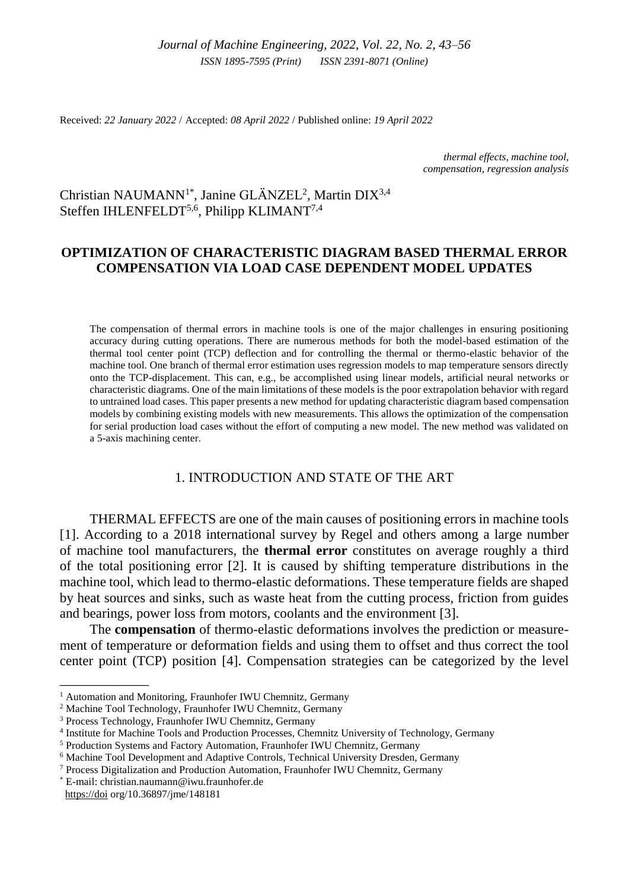Received: *22 January 2022* / Accepted: *08 April 2022* / Published online: *19 April 2022*

*thermal effects, machine tool, compensation, regression analysis*

Christian NAUMANN[1*], Janine GLÄNZEL[2], Martin DIX[3,4]
Steffen IHLENFELDT[5,6], Philipp KLIMANT[7,4]

# OPTIMIZATION OF CHARACTERISTIC DIAGRAM BASED THERMAL ERROR COMPENSATION VIA LOAD CASE DEPENDENT MODEL UPDATES

The compensation of thermal errors in machine tools is one of the major challenges in ensuring positioning accuracy during cutting operations. There are numerous methods for both the model-based estimation of the thermal tool center point (TCP) deflection and for controlling the thermal or thermo-elastic behavior of the machine tool. One branch of thermal error estimation uses regression models to map temperature sensors directly onto the TCP-displacement. This can, e.g., be accomplished using linear models, artificial neural networks or characteristic diagrams. One of the main limitations of these models is the poor extrapolation behavior with regard to untrained load cases. This paper presents a new method for updating characteristic diagram based compensation models by combining existing models with new measurements. This allows the optimization of the compensation for serial production load cases without the effort of computing a new model. The new method was validated on a 5-axis machining center.

## 1. INTRODUCTION AND STATE OF THE ART

THERMAL EFFECTS are one of the main causes of positioning errors in machine tools [1]. According to a 2018 international survey by Regel and others among a large number of machine tool manufacturers, the **thermal error** constitutes on average roughly a third of the total positioning error [2]. It is caused by shifting temperature distributions in the machine tool, which lead to thermo-elastic deformations. These temperature fields are shaped by heat sources and sinks, such as waste heat from the cutting process, friction from guides and bearings, power loss from motors, coolants and the environment [3].

The **compensation** of thermo-elastic deformations involves the prediction or measurement of temperature or deformation fields and using them to offset and thus correct the tool center point (TCP) position [4]. Compensation strategies can be categorized by the level

---

[1] Automation and Monitoring, Fraunhofer IWU Chemnitz, Germany
[2] Machine Tool Technology, Fraunhofer IWU Chemnitz, Germany
[3] Process Technology, Fraunhofer IWU Chemnitz, Germany
[4] Institute for Machine Tools and Production Processes, Chemnitz University of Technology, Germany
[5] Production Systems and Factory Automation, Fraunhofer IWU Chemnitz, Germany
[6] Machine Tool Development and Adaptive Controls, Technical University Dresden, Germany
[7] Process Digitalization and Production Automation, Fraunhofer IWU Chemnitz, Germany
[*] E-mail: christian.naumann@iwu.fraunhofer.de
https://doi org/10.36897/jme/148181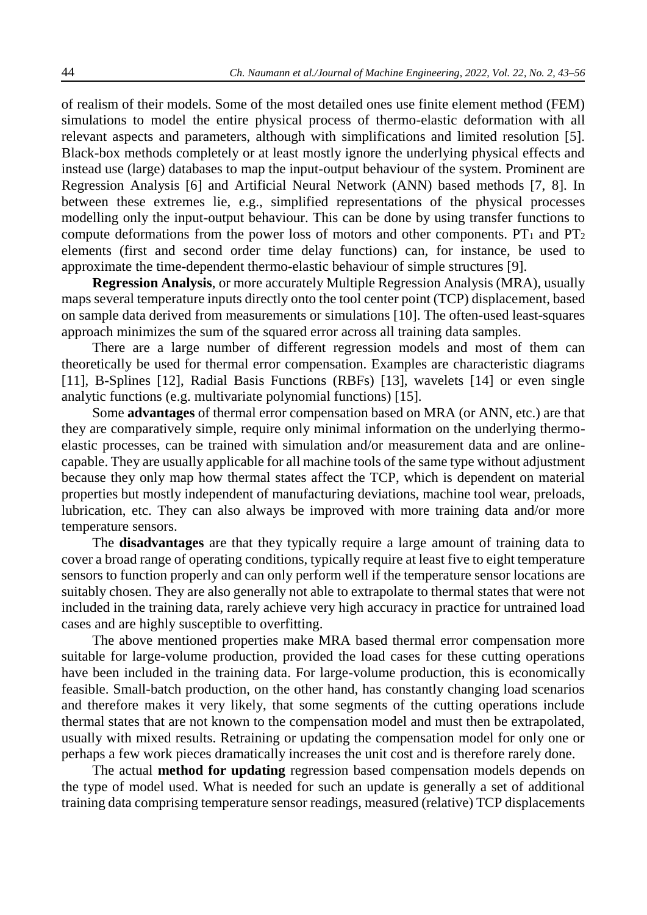of realism of their models. Some of the most detailed ones use finite element method (FEM) simulations to model the entire physical process of thermo-elastic deformation with all relevant aspects and parameters, although with simplifications and limited resolution [5]. Black-box methods completely or at least mostly ignore the underlying physical effects and instead use (large) databases to map the input-output behaviour of the system. Prominent are Regression Analysis [6] and Artificial Neural Network (ANN) based methods [7, 8]. In between these extremes lie, e.g., simplified representations of the physical processes modelling only the input-output behaviour. This can be done by using transfer functions to compute deformations from the power loss of motors and other components. $PT_1$ and $PT_2$ elements (first and second order time delay functions) can, for instance, be used to approximate the time-dependent thermo-elastic behaviour of simple structures [9].

**Regression Analysis**, or more accurately Multiple Regression Analysis (MRA), usually maps several temperature inputs directly onto the tool center point (TCP) displacement, based on sample data derived from measurements or simulations [10]. The often-used least-squares approach minimizes the sum of the squared error across all training data samples.

There are a large number of different regression models and most of them can theoretically be used for thermal error compensation. Examples are characteristic diagrams [11], B-Splines [12], Radial Basis Functions (RBFs) [13], wavelets [14] or even single analytic functions (e.g. multivariate polynomial functions) [15].

Some **advantages** of thermal error compensation based on MRA (or ANN, etc.) are that they are comparatively simple, require only minimal information on the underlying thermo-elastic processes, can be trained with simulation and/or measurement data and are online-capable. They are usually applicable for all machine tools of the same type without adjustment because they only map how thermal states affect the TCP, which is dependent on material properties but mostly independent of manufacturing deviations, machine tool wear, preloads, lubrication, etc. They can also always be improved with more training data and/or more temperature sensors.

The **disadvantages** are that they typically require a large amount of training data to cover a broad range of operating conditions, typically require at least five to eight temperature sensors to function properly and can only perform well if the temperature sensor locations are suitably chosen. They are also generally not able to extrapolate to thermal states that were not included in the training data, rarely achieve very high accuracy in practice for untrained load cases and are highly susceptible to overfitting.

The above mentioned properties make MRA based thermal error compensation more suitable for large-volume production, provided the load cases for these cutting operations have been included in the training data. For large-volume production, this is economically feasible. Small-batch production, on the other hand, has constantly changing load scenarios and therefore makes it very likely, that some segments of the cutting operations include thermal states that are not known to the compensation model and must then be extrapolated, usually with mixed results. Retraining or updating the compensation model for only one or perhaps a few work pieces dramatically increases the unit cost and is therefore rarely done.

The actual **method for updating** regression based compensation models depends on the type of model used. What is needed for such an update is generally a set of additional training data comprising temperature sensor readings, measured (relative) TCP displacements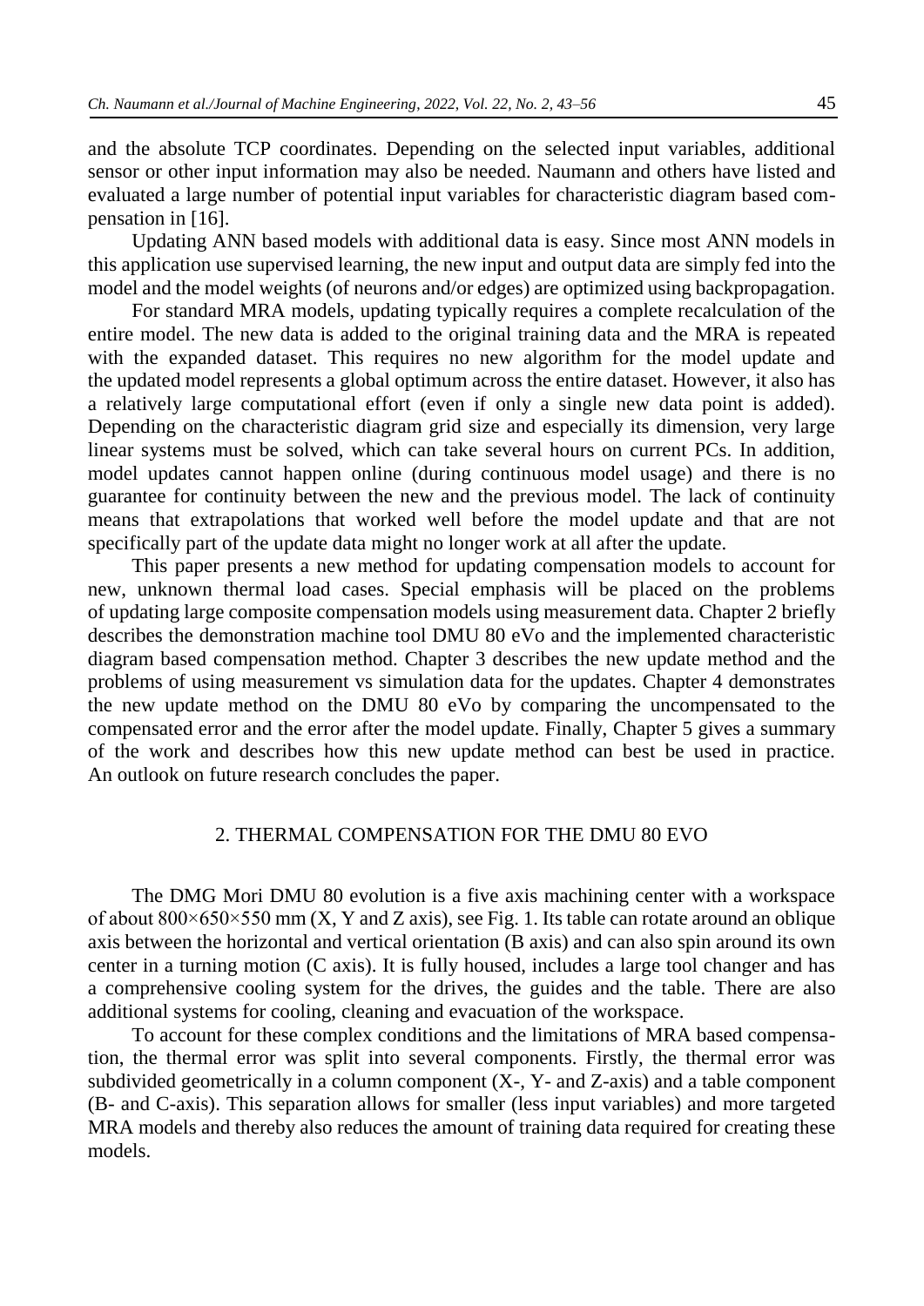and the absolute TCP coordinates. Depending on the selected input variables, additional sensor or other input information may also be needed. Naumann and others have listed and evaluated a large number of potential input variables for characteristic diagram based compensation in [16].

Updating ANN based models with additional data is easy. Since most ANN models in this application use supervised learning, the new input and output data are simply fed into the model and the model weights (of neurons and/or edges) are optimized using backpropagation.

For standard MRA models, updating typically requires a complete recalculation of the entire model. The new data is added to the original training data and the MRA is repeated with the expanded dataset. This requires no new algorithm for the model update and the updated model represents a global optimum across the entire dataset. However, it also has a relatively large computational effort (even if only a single new data point is added). Depending on the characteristic diagram grid size and especially its dimension, very large linear systems must be solved, which can take several hours on current PCs. In addition, model updates cannot happen online (during continuous model usage) and there is no guarantee for continuity between the new and the previous model. The lack of continuity means that extrapolations that worked well before the model update and that are not specifically part of the update data might no longer work at all after the update.

This paper presents a new method for updating compensation models to account for new, unknown thermal load cases. Special emphasis will be placed on the problems of updating large composite compensation models using measurement data. Chapter 2 briefly describes the demonstration machine tool DMU 80 eVo and the implemented characteristic diagram based compensation method. Chapter 3 describes the new update method and the problems of using measurement vs simulation data for the updates. Chapter 4 demonstrates the new update method on the DMU 80 eVo by comparing the uncompensated to the compensated error and the error after the model update. Finally, Chapter 5 gives a summary of the work and describes how this new update method can best be used in practice. An outlook on future research concludes the paper.

## 2. THERMAL COMPENSATION FOR THE DMU 80 EVO

The DMG Mori DMU 80 evolution is a five axis machining center with a workspace of about 800×650×550 mm (X, Y and Z axis), see Fig. 1. Its table can rotate around an oblique axis between the horizontal and vertical orientation (B axis) and can also spin around its own center in a turning motion (C axis). It is fully housed, includes a large tool changer and has a comprehensive cooling system for the drives, the guides and the table. There are also additional systems for cooling, cleaning and evacuation of the workspace.

To account for these complex conditions and the limitations of MRA based compensation, the thermal error was split into several components. Firstly, the thermal error was subdivided geometrically in a column component (X-, Y- and Z-axis) and a table component (B- and C-axis). This separation allows for smaller (less input variables) and more targeted MRA models and thereby also reduces the amount of training data required for creating these models.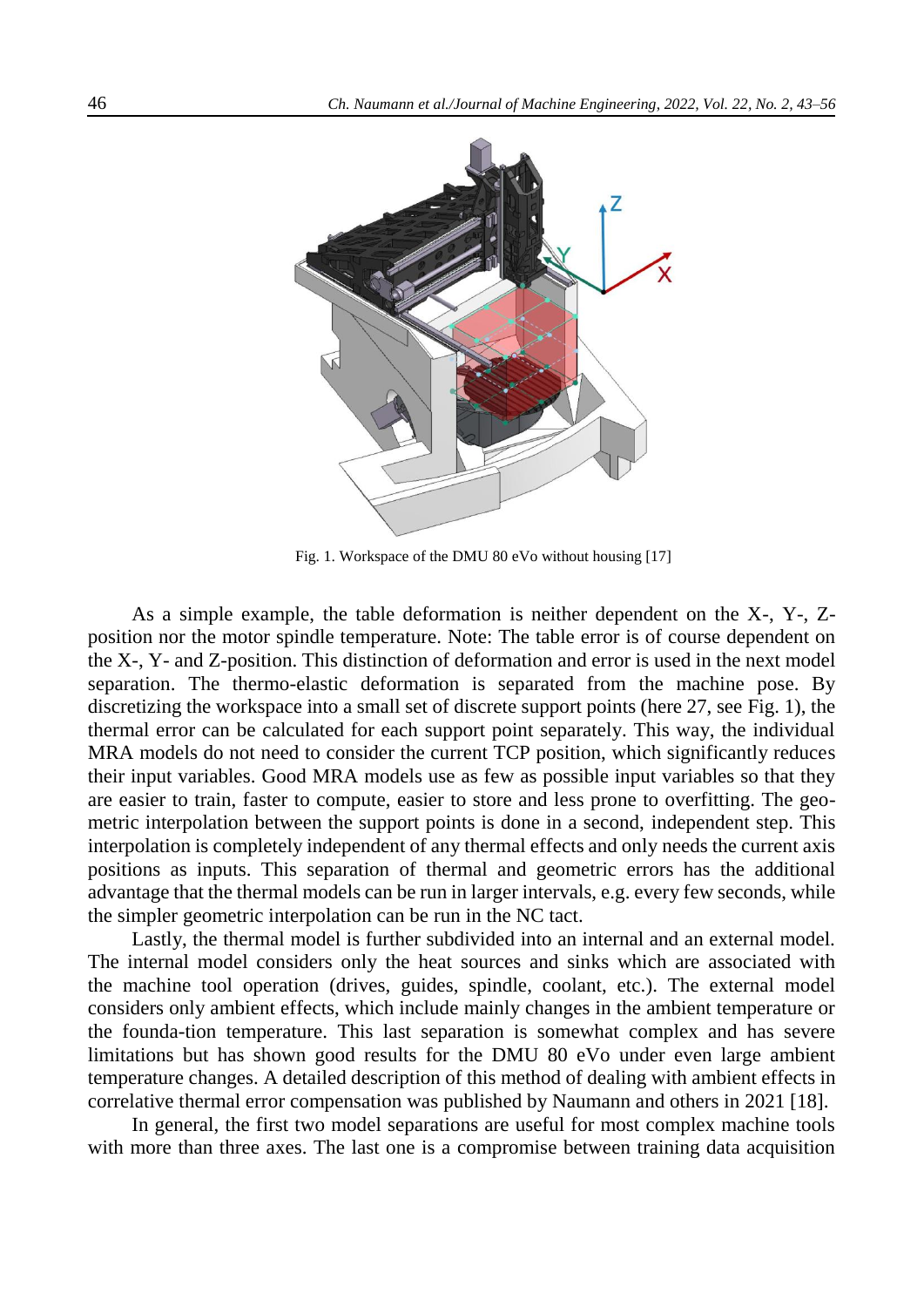Fig. 1. Workspace of the DMU 80 eVo without housing [17]

As a simple example, the table deformation is neither dependent on the X-, Y-, Z-position nor the motor spindle temperature. Note: The table error is of course dependent on the X-, Y- and Z-position. This distinction of deformation and error is used in the next model separation. The thermo-elastic deformation is separated from the machine pose. By discretizing the workspace into a small set of discrete support points (here 27, see Fig. 1), the thermal error can be calculated for each support point separately. This way, the individual MRA models do not need to consider the current TCP position, which significantly reduces their input variables. Good MRA models use as few as possible input variables so that they are easier to train, faster to compute, easier to store and less prone to overfitting. The geometric interpolation between the support points is done in a second, independent step. This interpolation is completely independent of any thermal effects and only needs the current axis positions as inputs. This separation of thermal and geometric errors has the additional advantage that the thermal models can be run in larger intervals, e.g. every few seconds, while the simpler geometric interpolation can be run in the NC tact.

Lastly, the thermal model is further subdivided into an internal and an external model. The internal model considers only the heat sources and sinks which are associated with the machine tool operation (drives, guides, spindle, coolant, etc.). The external model considers only ambient effects, which include mainly changes in the ambient temperature or the founda-tion temperature. This last separation is somewhat complex and has severe limitations but has shown good results for the DMU 80 eVo under even large ambient temperature changes. A detailed description of this method of dealing with ambient effects in correlative thermal error compensation was published by Naumann and others in 2021 [18].

In general, the first two model separations are useful for most complex machine tools with more than three axes. The last one is a compromise between training data acquisition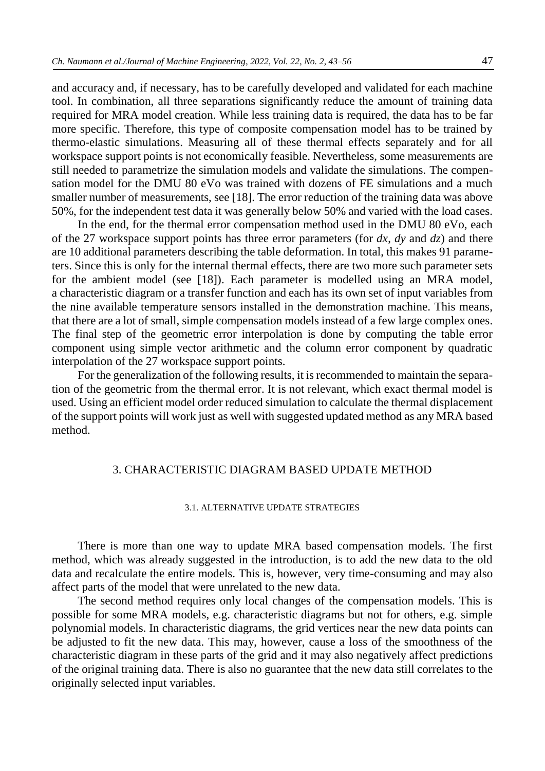and accuracy and, if necessary, has to be carefully developed and validated for each machine tool. In combination, all three separations significantly reduce the amount of training data required for MRA model creation. While less training data is required, the data has to be far more specific. Therefore, this type of composite compensation model has to be trained by thermo-elastic simulations. Measuring all of these thermal effects separately and for all workspace support points is not economically feasible. Nevertheless, some measurements are still needed to parametrize the simulation models and validate the simulations. The compensation model for the DMU 80 eVo was trained with dozens of FE simulations and a much smaller number of measurements, see [18]. The error reduction of the training data was above 50%, for the independent test data it was generally below 50% and varied with the load cases.

In the end, for the thermal error compensation method used in the DMU 80 eVo, each of the 27 workspace support points has three error parameters (for *dx*, *dy* and *dz*) and there are 10 additional parameters describing the table deformation. In total, this makes 91 parameters. Since this is only for the internal thermal effects, there are two more such parameter sets for the ambient model (see [18]). Each parameter is modelled using an MRA model, a characteristic diagram or a transfer function and each has its own set of input variables from the nine available temperature sensors installed in the demonstration machine. This means, that there are a lot of small, simple compensation models instead of a few large complex ones. The final step of the geometric error interpolation is done by computing the table error component using simple vector arithmetic and the column error component by quadratic interpolation of the 27 workspace support points.

For the generalization of the following results, it is recommended to maintain the separation of the geometric from the thermal error. It is not relevant, which exact thermal model is used. Using an efficient model order reduced simulation to calculate the thermal displacement of the support points will work just as well with suggested updated method as any MRA based method.

## 3. CHARACTERISTIC DIAGRAM BASED UPDATE METHOD

### 3.1. ALTERNATIVE UPDATE STRATEGIES

There is more than one way to update MRA based compensation models. The first method, which was already suggested in the introduction, is to add the new data to the old data and recalculate the entire models. This is, however, very time-consuming and may also affect parts of the model that were unrelated to the new data.

The second method requires only local changes of the compensation models. This is possible for some MRA models, e.g. characteristic diagrams but not for others, e.g. simple polynomial models. In characteristic diagrams, the grid vertices near the new data points can be adjusted to fit the new data. This may, however, cause a loss of the smoothness of the characteristic diagram in these parts of the grid and it may also negatively affect predictions of the original training data. There is also no guarantee that the new data still correlates to the originally selected input variables.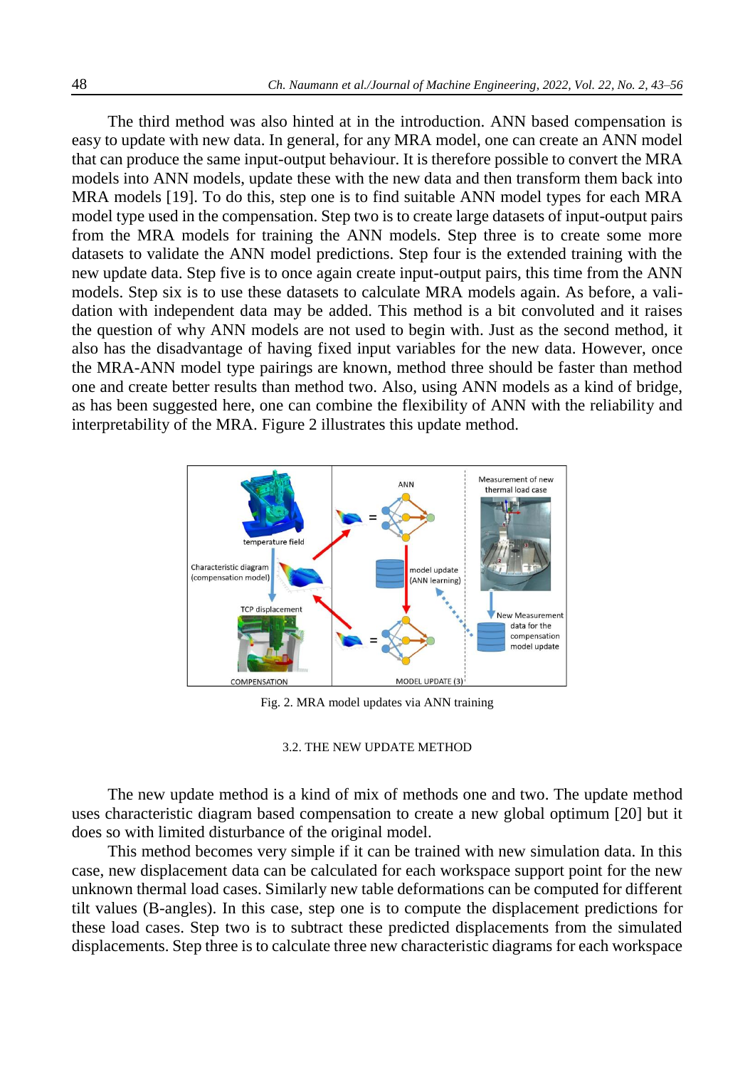The third method was also hinted at in the introduction. ANN based compensation is easy to update with new data. In general, for any MRA model, one can create an ANN model that can produce the same input-output behaviour. It is therefore possible to convert the MRA models into ANN models, update these with the new data and then transform them back into MRA models [19]. To do this, step one is to find suitable ANN model types for each MRA model type used in the compensation. Step two is to create large datasets of input-output pairs from the MRA models for training the ANN models. Step three is to create some more datasets to validate the ANN model predictions. Step four is the extended training with the new update data. Step five is to once again create input-output pairs, this time from the ANN models. Step six is to use these datasets to calculate MRA models again. As before, a validation with independent data may be added. This method is a bit convoluted and it raises the question of why ANN models are not used to begin with. Just as the second method, it also has the disadvantage of having fixed input variables for the new data. However, once the MRA-ANN model type pairings are known, method three should be faster than method one and create better results than method two. Also, using ANN models as a kind of bridge, as has been suggested here, one can combine the flexibility of ANN with the reliability and interpretability of the MRA. Figure 2 illustrates this update method.

Fig. 2. MRA model updates via ANN training

### 3.2. THE NEW UPDATE METHOD

The new update method is a kind of mix of methods one and two. The update method uses characteristic diagram based compensation to create a new global optimum [20] but it does so with limited disturbance of the original model.

This method becomes very simple if it can be trained with new simulation data. In this case, new displacement data can be calculated for each workspace support point for the new unknown thermal load cases. Similarly new table deformations can be computed for different tilt values (B-angles). In this case, step one is to compute the displacement predictions for these load cases. Step two is to subtract these predicted displacements from the simulated displacements. Step three is to calculate three new characteristic diagrams for each workspace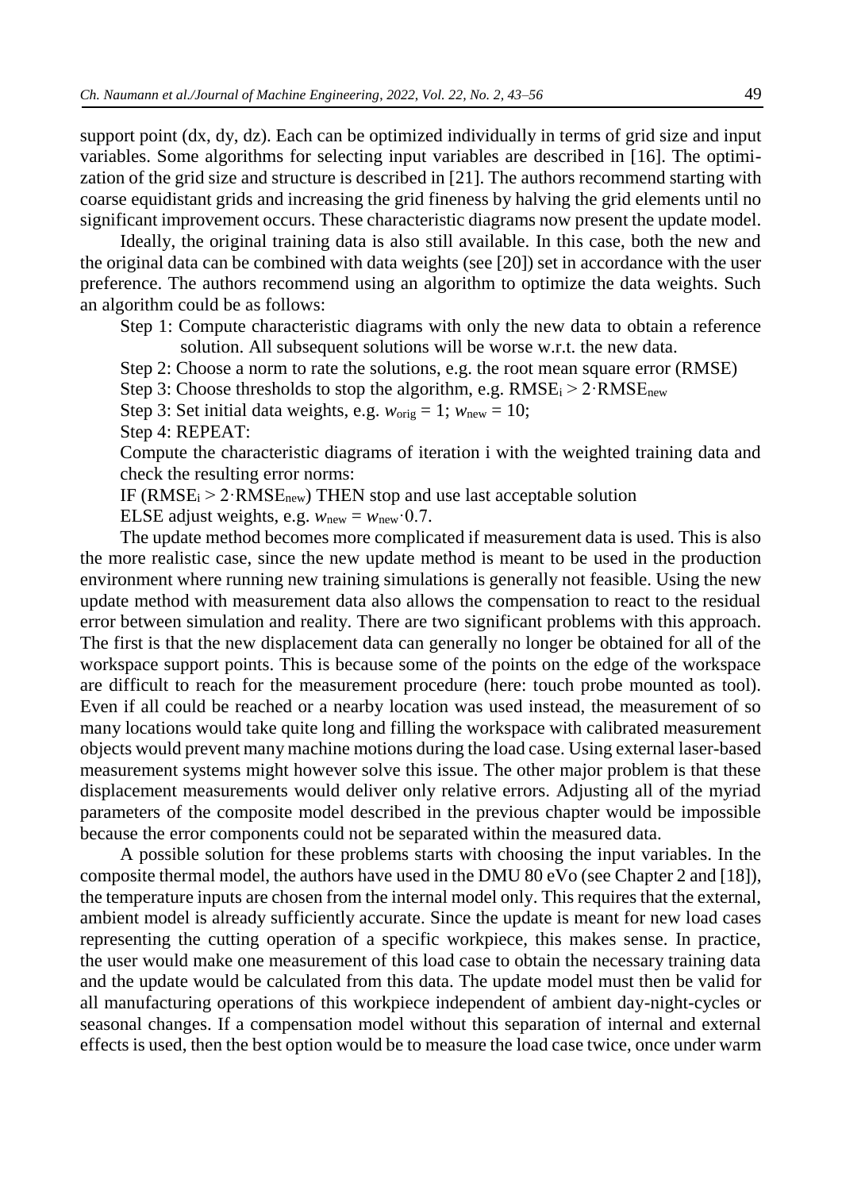support point (dx, dy, dz). Each can be optimized individually in terms of grid size and input variables. Some algorithms for selecting input variables are described in [16]. The optimization of the grid size and structure is described in [21]. The authors recommend starting with coarse equidistant grids and increasing the grid fineness by halving the grid elements until no significant improvement occurs. These characteristic diagrams now present the update model.

Ideally, the original training data is also still available. In this case, both the new and the original data can be combined with data weights (see [20]) set in accordance with the user preference. The authors recommend using an algorithm to optimize the data weights. Such an algorithm could be as follows:

Step 1: Compute characteristic diagrams with only the new data to obtain a reference solution. All subsequent solutions will be worse w.r.t. the new data.

Step 2: Choose a norm to rate the solutions, e.g. the root mean square error (RMSE)

Step 3: Choose thresholds to stop the algorithm, e.g. $RMSE_i > 2 \cdot RMSE_{new}$

Step 3: Set initial data weights, e.g. $w_{orig} = 1$; $w_{new} = 10$;

Step 4: REPEAT:

Compute the characteristic diagrams of iteration i with the weighted training data and check the resulting error norms:

IF ($RMSE_i > 2 \cdot RMSE_{new}$) THEN stop and use last acceptable solution

ELSE adjust weights, e.g. $w_{new} = w_{new} \cdot 0.7$.

The update method becomes more complicated if measurement data is used. This is also the more realistic case, since the new update method is meant to be used in the production environment where running new training simulations is generally not feasible. Using the new update method with measurement data also allows the compensation to react to the residual error between simulation and reality. There are two significant problems with this approach. The first is that the new displacement data can generally no longer be obtained for all of the workspace support points. This is because some of the points on the edge of the workspace are difficult to reach for the measurement procedure (here: touch probe mounted as tool). Even if all could be reached or a nearby location was used instead, the measurement of so many locations would take quite long and filling the workspace with calibrated measurement objects would prevent many machine motions during the load case. Using external laser-based measurement systems might however solve this issue. The other major problem is that these displacement measurements would deliver only relative errors. Adjusting all of the myriad parameters of the composite model described in the previous chapter would be impossible because the error components could not be separated within the measured data.

A possible solution for these problems starts with choosing the input variables. In the composite thermal model, the authors have used in the DMU 80 eVo (see Chapter 2 and [18]), the temperature inputs are chosen from the internal model only. This requires that the external, ambient model is already sufficiently accurate. Since the update is meant for new load cases representing the cutting operation of a specific workpiece, this makes sense. In practice, the user would make one measurement of this load case to obtain the necessary training data and the update would be calculated from this data. The update model must then be valid for all manufacturing operations of this workpiece independent of ambient day-night-cycles or seasonal changes. If a compensation model without this separation of internal and external effects is used, then the best option would be to measure the load case twice, once under warm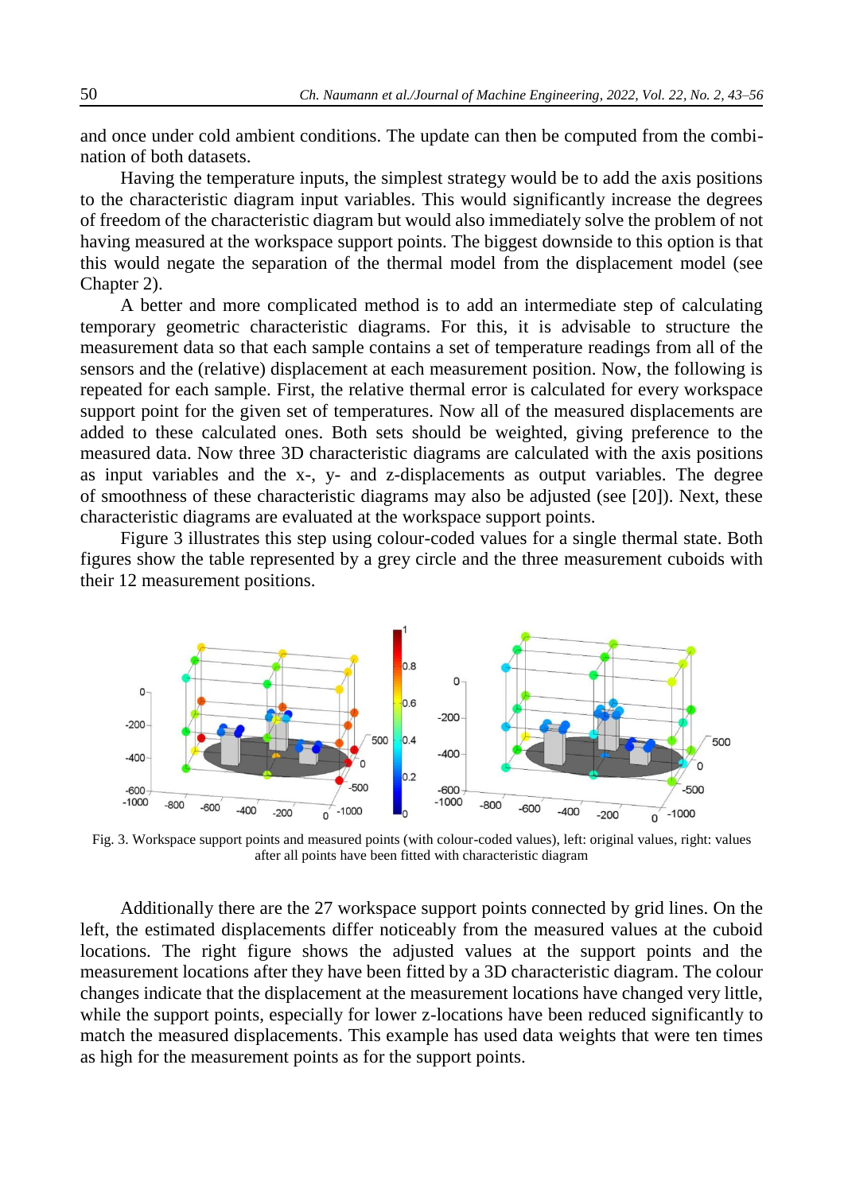and once under cold ambient conditions. The update can then be computed from the combination of both datasets.

Having the temperature inputs, the simplest strategy would be to add the axis positions to the characteristic diagram input variables. This would significantly increase the degrees of freedom of the characteristic diagram but would also immediately solve the problem of not having measured at the workspace support points. The biggest downside to this option is that this would negate the separation of the thermal model from the displacement model (see Chapter 2).

A better and more complicated method is to add an intermediate step of calculating temporary geometric characteristic diagrams. For this, it is advisable to structure the measurement data so that each sample contains a set of temperature readings from all of the sensors and the (relative) displacement at each measurement position. Now, the following is repeated for each sample. First, the relative thermal error is calculated for every workspace support point for the given set of temperatures. Now all of the measured displacements are added to these calculated ones. Both sets should be weighted, giving preference to the measured data. Now three 3D characteristic diagrams are calculated with the axis positions as input variables and the x-, y- and z-displacements as output variables. The degree of smoothness of these characteristic diagrams may also be adjusted (see [20]). Next, these characteristic diagrams are evaluated at the workspace support points.

Figure 3 illustrates this step using colour-coded values for a single thermal state. Both figures show the table represented by a grey circle and the three measurement cuboids with their 12 measurement positions.

0
-200
-400
-600
-1000 -800 -600 -400 -200 0 -1000 -500 0 500

1
0.8
0.6
0.4
0.2
0

0
-200
-400
-600
-1000 -800 -600 -400 -200 0 -1000 -500 0 500

Fig. 3. Workspace support points and measured points (with colour-coded values), left: original values, right: values after all points have been fitted with characteristic diagram

Additionally there are the 27 workspace support points connected by grid lines. On the left, the estimated displacements differ noticeably from the measured values at the cuboid locations. The right figure shows the adjusted values at the support points and the measurement locations after they have been fitted by a 3D characteristic diagram. The colour changes indicate that the displacement at the measurement locations have changed very little, while the support points, especially for lower z-locations have been reduced significantly to match the measured displacements. This example has used data weights that were ten times as high for the measurement points as for the support points.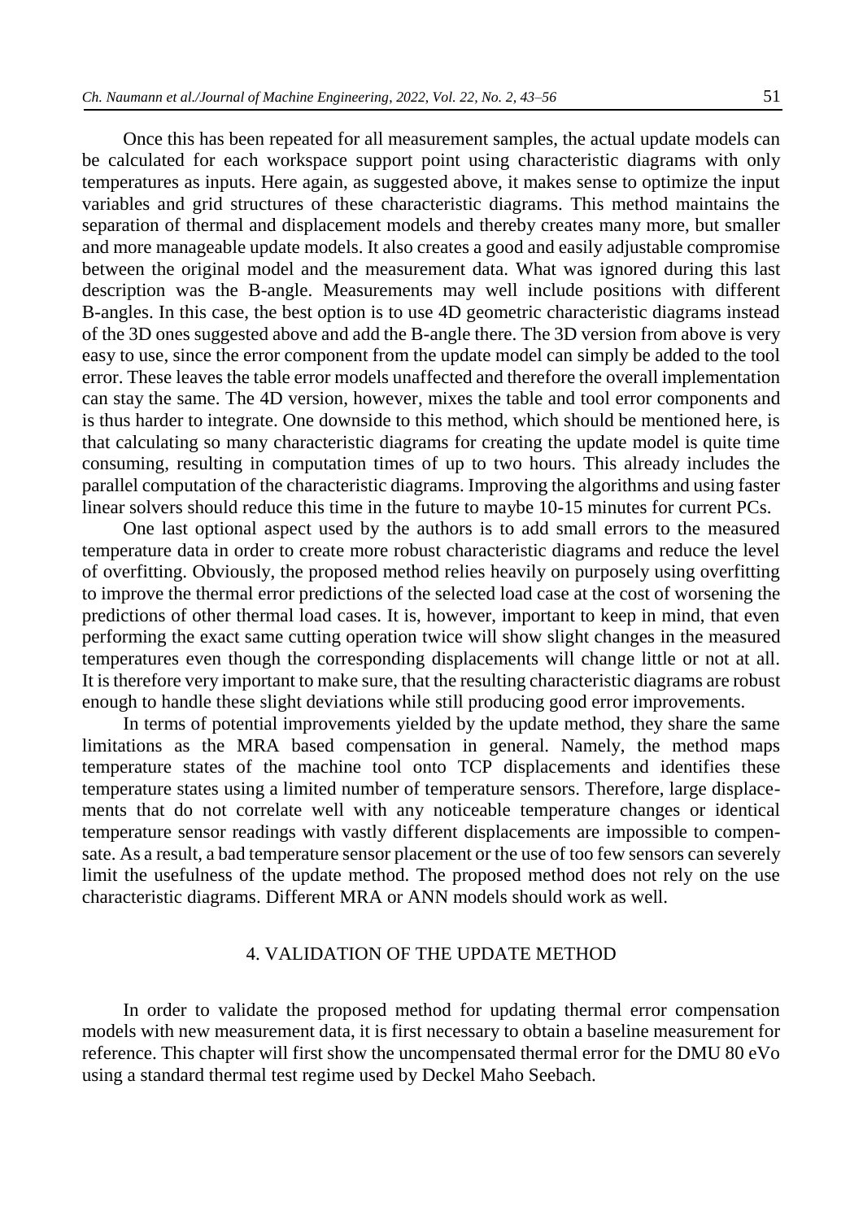Once this has been repeated for all measurement samples, the actual update models can be calculated for each workspace support point using characteristic diagrams with only temperatures as inputs. Here again, as suggested above, it makes sense to optimize the input variables and grid structures of these characteristic diagrams. This method maintains the separation of thermal and displacement models and thereby creates many more, but smaller and more manageable update models. It also creates a good and easily adjustable compromise between the original model and the measurement data. What was ignored during this last description was the B-angle. Measurements may well include positions with different B-angles. In this case, the best option is to use 4D geometric characteristic diagrams instead of the 3D ones suggested above and add the B-angle there. The 3D version from above is very easy to use, since the error component from the update model can simply be added to the tool error. These leaves the table error models unaffected and therefore the overall implementation can stay the same. The 4D version, however, mixes the table and tool error components and is thus harder to integrate. One downside to this method, which should be mentioned here, is that calculating so many characteristic diagrams for creating the update model is quite time consuming, resulting in computation times of up to two hours. This already includes the parallel computation of the characteristic diagrams. Improving the algorithms and using faster linear solvers should reduce this time in the future to maybe 10-15 minutes for current PCs.

One last optional aspect used by the authors is to add small errors to the measured temperature data in order to create more robust characteristic diagrams and reduce the level of overfitting. Obviously, the proposed method relies heavily on purposely using overfitting to improve the thermal error predictions of the selected load case at the cost of worsening the predictions of other thermal load cases. It is, however, important to keep in mind, that even performing the exact same cutting operation twice will show slight changes in the measured temperatures even though the corresponding displacements will change little or not at all. It is therefore very important to make sure, that the resulting characteristic diagrams are robust enough to handle these slight deviations while still producing good error improvements.

In terms of potential improvements yielded by the update method, they share the same limitations as the MRA based compensation in general. Namely, the method maps temperature states of the machine tool onto TCP displacements and identifies these temperature states using a limited number of temperature sensors. Therefore, large displacements that do not correlate well with any noticeable temperature changes or identical temperature sensor readings with vastly different displacements are impossible to compensate. As a result, a bad temperature sensor placement or the use of too few sensors can severely limit the usefulness of the update method. The proposed method does not rely on the use characteristic diagrams. Different MRA or ANN models should work as well.

## 4. VALIDATION OF THE UPDATE METHOD

In order to validate the proposed method for updating thermal error compensation models with new measurement data, it is first necessary to obtain a baseline measurement for reference. This chapter will first show the uncompensated thermal error for the DMU 80 eVo using a standard thermal test regime used by Deckel Maho Seebach.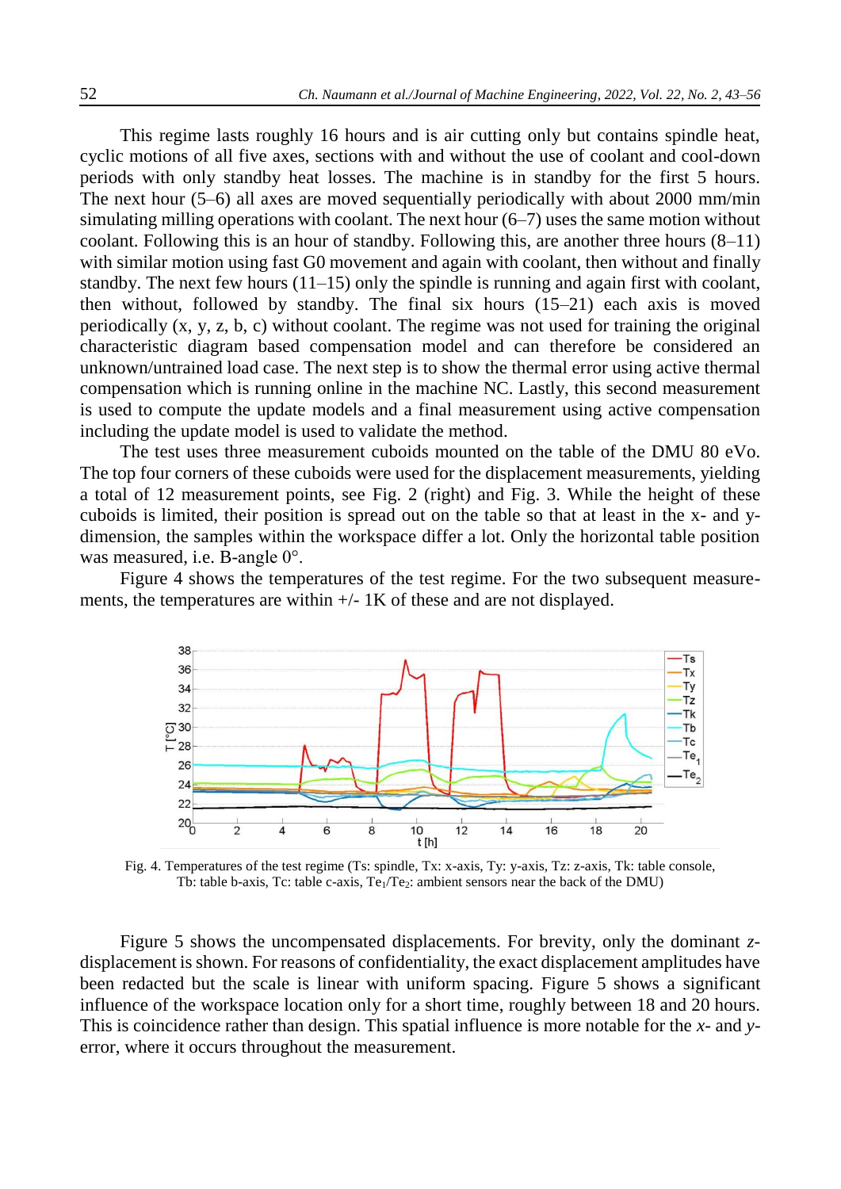This regime lasts roughly 16 hours and is air cutting only but contains spindle heat, cyclic motions of all five axes, sections with and without the use of coolant and cool-down periods with only standby heat losses. The machine is in standby for the first 5 hours. The next hour (5–6) all axes are moved sequentially periodically with about 2000 mm/min simulating milling operations with coolant. The next hour (6–7) uses the same motion without coolant. Following this is an hour of standby. Following this, are another three hours (8–11) with similar motion using fast G0 movement and again with coolant, then without and finally standby. The next few hours (11–15) only the spindle is running and again first with coolant, then without, followed by standby. The final six hours (15–21) each axis is moved periodically (x, y, z, b, c) without coolant. The regime was not used for training the original characteristic diagram based compensation model and can therefore be considered an unknown/untrained load case. The next step is to show the thermal error using active thermal compensation which is running online in the machine NC. Lastly, this second measurement is used to compute the update models and a final measurement using active compensation including the update model is used to validate the method.

The test uses three measurement cuboids mounted on the table of the DMU 80 eVo. The top four corners of these cuboids were used for the displacement measurements, yielding a total of 12 measurement points, see Fig. 2 (right) and Fig. 3. While the height of these cuboids is limited, their position is spread out on the table so that at least in the x- and y-dimension, the samples within the workspace differ a lot. Only the horizontal table position was measured, i.e. B-angle 0°.

Figure 4 shows the temperatures of the test regime. For the two subsequent measurements, the temperatures are within +/- 1K of these and are not displayed.

T [°C]
38
36
34
32
30
28
26
24
22
20
0 2 4 6 8 10 12 14 16 18 20
t [h]
Ts
Tx
Ty
Tz
Tk
Tb
Tc
$Te_1$
$Te_2$

Fig. 4. Temperatures of the test regime (Ts: spindle, Tx: x-axis, Ty: y-axis, Tz: z-axis, Tk: table console, Tb: table b-axis, Tc: table c-axis, $Te_1$/$Te_2$: ambient sensors near the back of the DMU)

Figure 5 shows the uncompensated displacements. For brevity, only the dominant *z*-displacement is shown. For reasons of confidentiality, the exact displacement amplitudes have been redacted but the scale is linear with uniform spacing. Figure 5 shows a significant influence of the workspace location only for a short time, roughly between 18 and 20 hours. This is coincidence rather than design. This spatial influence is more notable for the *x*- and *y*-error, where it occurs throughout the measurement.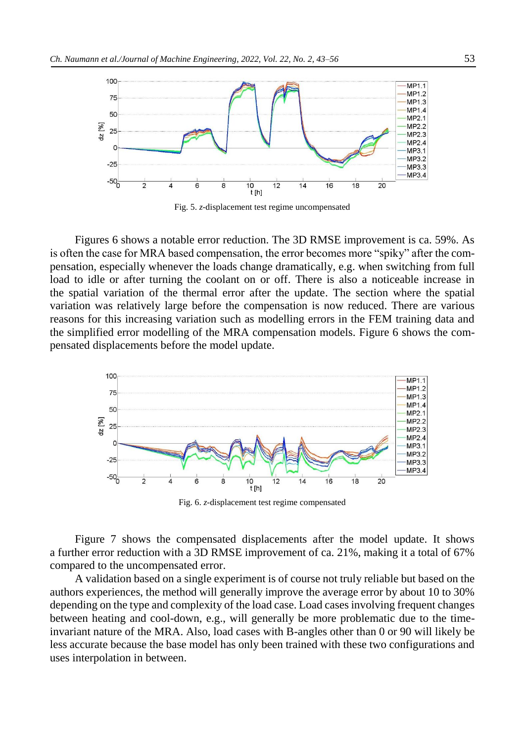100
75
50
25
0
-25
-50
dz [%]
0 2 4 6 8 10 12 14 16 18 20
t [h]
MP1.1
MP1.2
MP1.3
MP1.4
MP2.1
MP2.2
MP2.3
MP2.4
MP3.1
MP3.2
MP3.3
MP3.4

Fig. 5. *z*-displacement test regime uncompensated

Figures 6 shows a notable error reduction. The 3D RMSE improvement is ca. 59%. As is often the case for MRA based compensation, the error becomes more "spiky" after the compensation, especially whenever the loads change dramatically, e.g. when switching from full load to idle or after turning the coolant on or off. There is also a noticeable increase in the spatial variation of the thermal error after the update. The section where the spatial variation was relatively large before the compensation is now reduced. There are various reasons for this increasing variation such as modelling errors in the FEM training data and the simplified error modelling of the MRA compensation models. Figure 6 shows the compensated displacements before the model update.

100
75
50
25
0
-25
-50
dz [%]
0 2 4 6 8 10 12 14 16 18 20
t [h]
MP1.1
MP1.2
MP1.3
MP1.4
MP2.1
MP2.2
MP2.3
MP2.4
MP3.1
MP3.2
MP3.3
MP3.4

Fig. 6. *z*-displacement test regime compensated

Figure 7 shows the compensated displacements after the model update. It shows a further error reduction with a 3D RMSE improvement of ca. 21%, making it a total of 67% compared to the uncompensated error.

A validation based on a single experiment is of course not truly reliable but based on the authors experiences, the method will generally improve the average error by about 10 to 30% depending on the type and complexity of the load case. Load cases involving frequent changes between heating and cool-down, e.g., will generally be more problematic due to the time-invariant nature of the MRA. Also, load cases with B-angles other than 0 or 90 will likely be less accurate because the base model has only been trained with these two configurations and uses interpolation in between.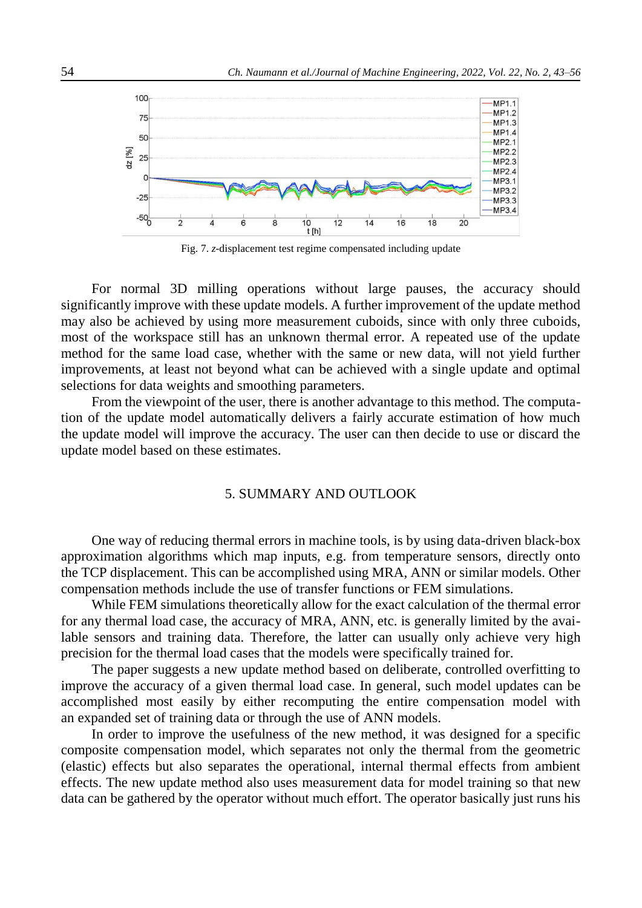100
75
50
25
0
-25
-50
dz [%]
0 2 4 6 8 10 12 14 16 18 20
t [h]
MP1.1
MP1.2
MP1.3
MP1.4
MP2.1
MP2.2
MP2.3
MP2.4
MP3.1
MP3.2
MP3.3
MP3.4

Fig. 7. *z*-displacement test regime compensated including update

For normal 3D milling operations without large pauses, the accuracy should significantly improve with these update models. A further improvement of the update method may also be achieved by using more measurement cuboids, since with only three cuboids, most of the workspace still has an unknown thermal error. A repeated use of the update method for the same load case, whether with the same or new data, will not yield further improvements, at least not beyond what can be achieved with a single update and optimal selections for data weights and smoothing parameters.

From the viewpoint of the user, there is another advantage to this method. The computation of the update model automatically delivers a fairly accurate estimation of how much the update model will improve the accuracy. The user can then decide to use or discard the update model based on these estimates.

## 5. SUMMARY AND OUTLOOK

One way of reducing thermal errors in machine tools, is by using data-driven black-box approximation algorithms which map inputs, e.g. from temperature sensors, directly onto the TCP displacement. This can be accomplished using MRA, ANN or similar models. Other compensation methods include the use of transfer functions or FEM simulations.

While FEM simulations theoretically allow for the exact calculation of the thermal error for any thermal load case, the accuracy of MRA, ANN, etc. is generally limited by the available sensors and training data. Therefore, the latter can usually only achieve very high precision for the thermal load cases that the models were specifically trained for.

The paper suggests a new update method based on deliberate, controlled overfitting to improve the accuracy of a given thermal load case. In general, such model updates can be accomplished most easily by either recomputing the entire compensation model with an expanded set of training data or through the use of ANN models.

In order to improve the usefulness of the new method, it was designed for a specific composite compensation model, which separates not only the thermal from the geometric (elastic) effects but also separates the operational, internal thermal effects from ambient effects. The new update method also uses measurement data for model training so that new data can be gathered by the operator without much effort. The operator basically just runs his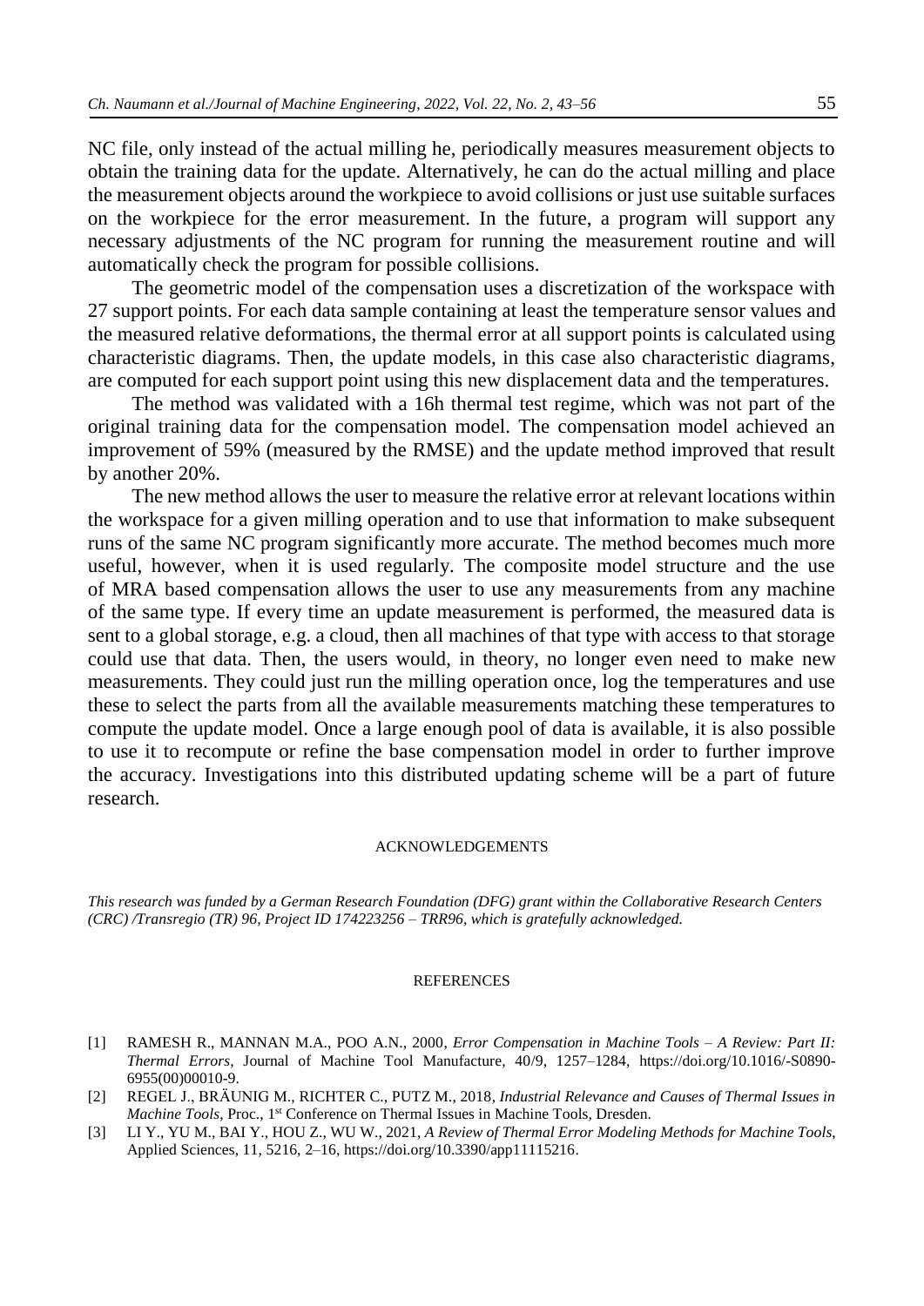NC file, only instead of the actual milling he, periodically measures measurement objects to obtain the training data for the update. Alternatively, he can do the actual milling and place the measurement objects around the workpiece to avoid collisions or just use suitable surfaces on the workpiece for the error measurement. In the future, a program will support any necessary adjustments of the NC program for running the measurement routine and will automatically check the program for possible collisions.

The geometric model of the compensation uses a discretization of the workspace with 27 support points. For each data sample containing at least the temperature sensor values and the measured relative deformations, the thermal error at all support points is calculated using characteristic diagrams. Then, the update models, in this case also characteristic diagrams, are computed for each support point using this new displacement data and the temperatures.

The method was validated with a 16h thermal test regime, which was not part of the original training data for the compensation model. The compensation model achieved an improvement of 59% (measured by the RMSE) and the update method improved that result by another 20%.

The new method allows the user to measure the relative error at relevant locations within the workspace for a given milling operation and to use that information to make subsequent runs of the same NC program significantly more accurate. The method becomes much more useful, however, when it is used regularly. The composite model structure and the use of MRA based compensation allows the user to use any measurements from any machine of the same type. If every time an update measurement is performed, the measured data is sent to a global storage, e.g. a cloud, then all machines of that type with access to that storage could use that data. Then, the users would, in theory, no longer even need to make new measurements. They could just run the milling operation once, log the temperatures and use these to select the parts from all the available measurements matching these temperatures to compute the update model. Once a large enough pool of data is available, it is also possible to use it to recompute or refine the base compensation model in order to further improve the accuracy. Investigations into this distributed updating scheme will be a part of future research.

## ACKNOWLEDGEMENTS

*This research was funded by a German Research Foundation (DFG) grant within the Collaborative Research Centers (CRC) /Transregio (TR) 96, Project ID 174223256 – TRR96, which is gratefully acknowledged.*

## REFERENCES

[1] RAMESH R., MANNAN M.A., POO A.N., 2000, *Error Compensation in Machine Tools – A Review: Part II: Thermal Errors*, Journal of Machine Tool Manufacture, 40/9, 1257–1284, https://doi.org/10.1016/-S0890-6955(00)00010-9.

[2] REGEL J., BRÄUNIG M., RICHTER C., PUTZ M., 2018, *Industrial Relevance and Causes of Thermal Issues in Machine Tools*, Proc., 1st Conference on Thermal Issues in Machine Tools, Dresden.

[3] LI Y., YU M., BAI Y., HOU Z., WU W., 2021, *A Review of Thermal Error Modeling Methods for Machine Tools*, Applied Sciences, 11, 5216, 2–16, https://doi.org/10.3390/app11115216.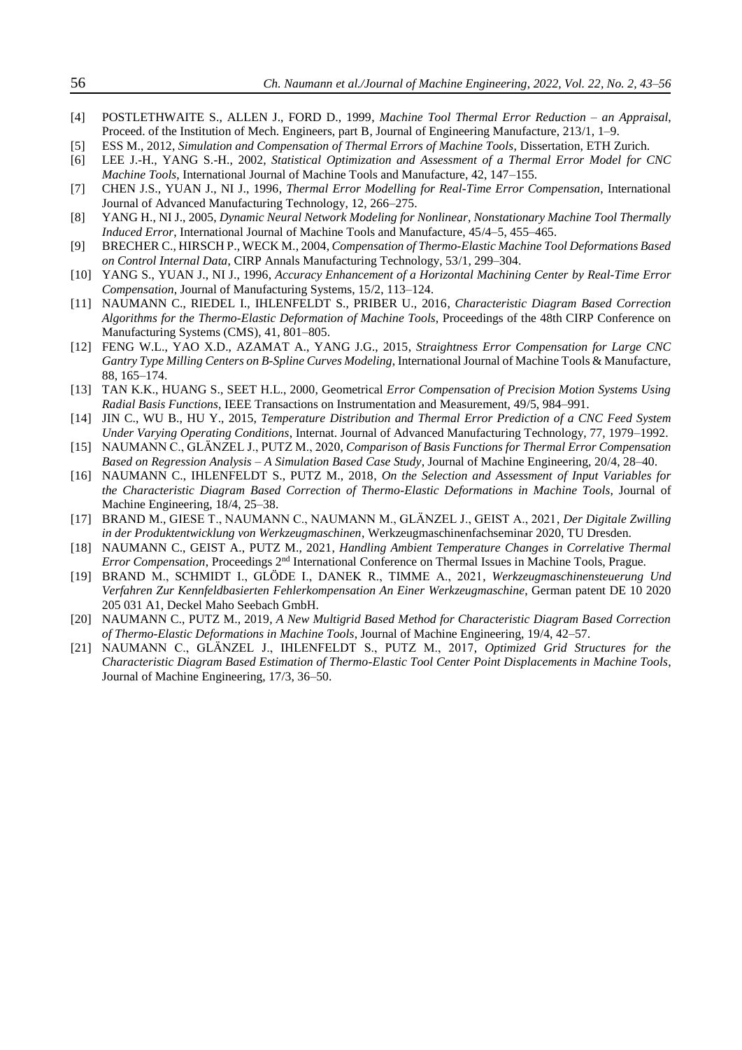[4] POSTLETHWAITE S., ALLEN J., FORD D., 1999, *Machine Tool Thermal Error Reduction – an Appraisal*, Proceed. of the Institution of Mech. Engineers, part B, Journal of Engineering Manufacture, 213/1, 1–9.

[5] ESS M., 2012, *Simulation and Compensation of Thermal Errors of Machine Tools*, Dissertation, ETH Zurich.

[6] LEE J.-H., YANG S.-H., 2002, *Statistical Optimization and Assessment of a Thermal Error Model for CNC Machine Tools*, International Journal of Machine Tools and Manufacture, 42, 147–155.

[7] CHEN J.S., YUAN J., NI J., 1996, *Thermal Error Modelling for Real-Time Error Compensation*, International Journal of Advanced Manufacturing Technology, 12, 266–275.

[8] YANG H., NI J., 2005, *Dynamic Neural Network Modeling for Nonlinear, Nonstationary Machine Tool Thermally Induced Error*, International Journal of Machine Tools and Manufacture, 45/4–5, 455–465.

[9] BRECHER C., HIRSCH P., WECK M., 2004, *Compensation of Thermo-Elastic Machine Tool Deformations Based on Control Internal Data*, CIRP Annals Manufacturing Technology, 53/1, 299–304.

[10] YANG S., YUAN J., NI J., 1996, *Accuracy Enhancement of a Horizontal Machining Center by Real-Time Error Compensation*, Journal of Manufacturing Systems, 15/2, 113–124.

[11] NAUMANN C., RIEDEL I., IHLENFELDT S., PRIBER U., 2016, *Characteristic Diagram Based Correction Algorithms for the Thermo-Elastic Deformation of Machine Tools*, Proceedings of the 48th CIRP Conference on Manufacturing Systems (CMS), 41, 801–805.

[12] FENG W.L., YAO X.D., AZAMAT A., YANG J.G., 2015, *Straightness Error Compensation for Large CNC Gantry Type Milling Centers on B-Spline Curves Modeling*, International Journal of Machine Tools & Manufacture, 88, 165–174.

[13] TAN K.K., HUANG S., SEET H.L., 2000, Geometrical *Error Compensation of Precision Motion Systems Using Radial Basis Functions*, IEEE Transactions on Instrumentation and Measurement, 49/5, 984–991.

[14] JIN C., WU B., HU Y., 2015, *Temperature Distribution and Thermal Error Prediction of a CNC Feed System Under Varying Operating Conditions*, Internat. Journal of Advanced Manufacturing Technology, 77, 1979–1992.

[15] NAUMANN C., GLÄNZEL J., PUTZ M., 2020, *Comparison of Basis Functions for Thermal Error Compensation Based on Regression Analysis – A Simulation Based Case Study*, Journal of Machine Engineering, 20/4, 28–40.

[16] NAUMANN C., IHLENFELDT S., PUTZ M., 2018, *On the Selection and Assessment of Input Variables for the Characteristic Diagram Based Correction of Thermo-Elastic Deformations in Machine Tools*, Journal of Machine Engineering, 18/4, 25–38.

[17] BRAND M., GIESE T., NAUMANN C., NAUMANN M., GLÄNZEL J., GEIST A., 2021, *Der Digitale Zwilling in der Produktentwicklung von Werkzeugmaschinen*, Werkzeugmaschinenfachseminar 2020, TU Dresden.

[18] NAUMANN C., GEIST A., PUTZ M., 2021, *Handling Ambient Temperature Changes in Correlative Thermal Error Compensation*, Proceedings 2nd International Conference on Thermal Issues in Machine Tools, Prague.

[19] BRAND M., SCHMIDT I., GLÖDE I., DANEK R., TIMME A., 2021, *Werkzeugmaschinensteuerung Und Verfahren Zur Kennfeldbasierten Fehlerkompensation An Einer Werkzeugmaschine*, German patent DE 10 2020 205 031 A1, Deckel Maho Seebach GmbH.

[20] NAUMANN C., PUTZ M., 2019, *A New Multigrid Based Method for Characteristic Diagram Based Correction of Thermo-Elastic Deformations in Machine Tools*, Journal of Machine Engineering, 19/4, 42–57.

[21] NAUMANN C., GLÄNZEL J., IHLENFELDT S., PUTZ M., 2017, *Optimized Grid Structures for the Characteristic Diagram Based Estimation of Thermo-Elastic Tool Center Point Displacements in Machine Tools*, Journal of Machine Engineering, 17/3, 36–50.